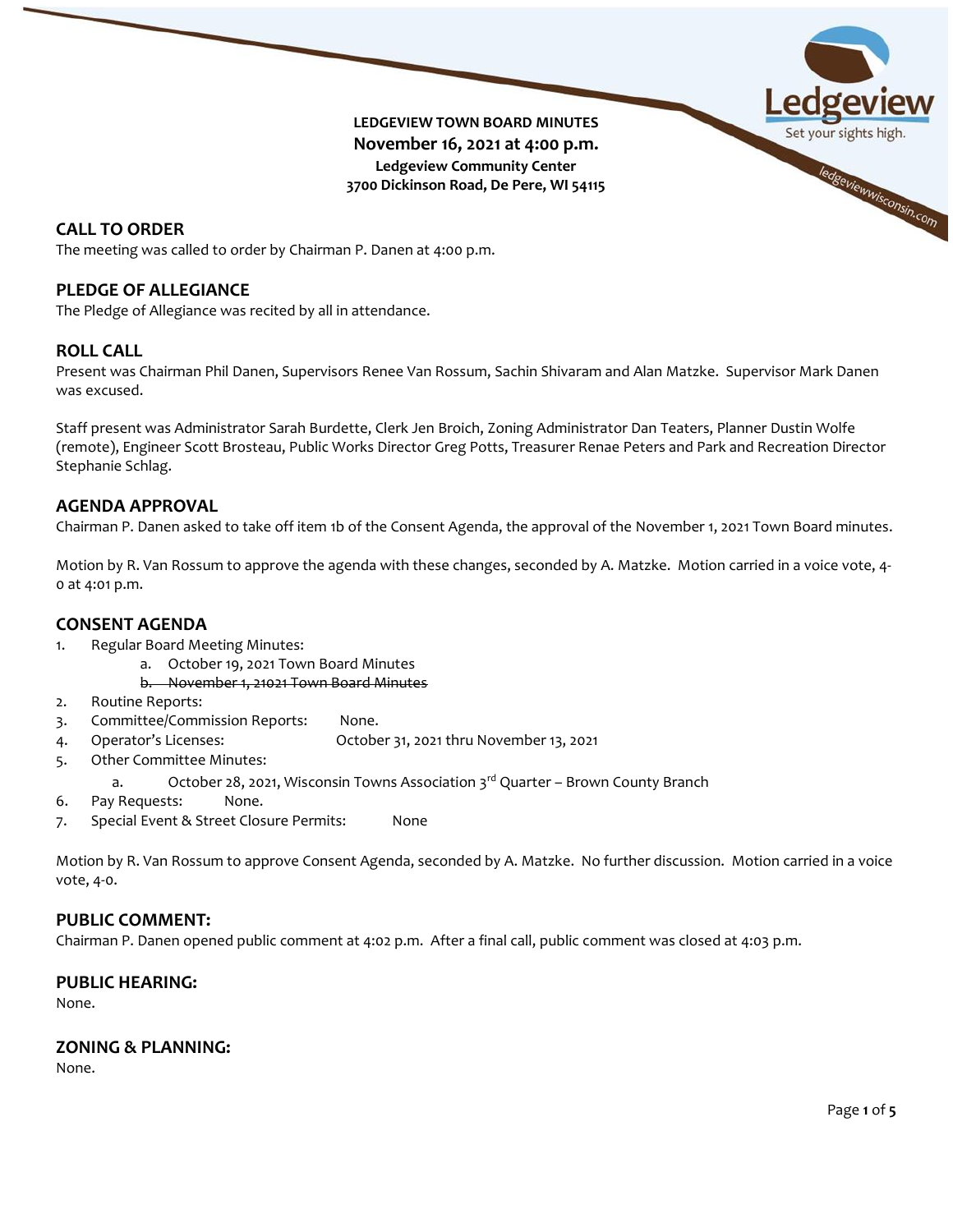**LEDGEVIEW TOWN BOARD MINUTES**
**November 16, 2021 at 4:00 p.m.**
**Ledgeview Community Center**
**3700 Dickinson Road, De Pere, WI 54115**

## CALL TO ORDER

The meeting was called to order by Chairman P. Danen at 4:00 p.m.

## PLEDGE OF ALLEGIANCE

The Pledge of Allegiance was recited by all in attendance.

## ROLL CALL

Present was Chairman Phil Danen, Supervisors Renee Van Rossum, Sachin Shivaram and Alan Matzke. Supervisor Mark Danen was excused.

Staff present was Administrator Sarah Burdette, Clerk Jen Broich, Zoning Administrator Dan Teaters, Planner Dustin Wolfe (remote), Engineer Scott Brosteau, Public Works Director Greg Potts, Treasurer Renae Peters and Park and Recreation Director Stephanie Schlag.

## AGENDA APPROVAL

Chairman P. Danen asked to take off item 1b of the Consent Agenda, the approval of the November 1, 2021 Town Board minutes.

Motion by R. Van Rossum to approve the agenda with these changes, seconded by A. Matzke. Motion carried in a voice vote, 4-0 at 4:01 p.m.

## CONSENT AGENDA

1. Regular Board Meeting Minutes:
   a. October 19, 2021 Town Board Minutes
   ~~b. November 1, 21021 Town Board Minutes~~
2. Routine Reports:
3. Committee/Commission Reports: None.
4. Operator's Licenses: October 31, 2021 thru November 13, 2021
5. Other Committee Minutes:
   a. October 28, 2021, Wisconsin Towns Association 3rd Quarter – Brown County Branch
6. Pay Requests: None.
7. Special Event & Street Closure Permits: None

Motion by R. Van Rossum to approve Consent Agenda, seconded by A. Matzke. No further discussion. Motion carried in a voice vote, 4-0.

## PUBLIC COMMENT:

Chairman P. Danen opened public comment at 4:02 p.m. After a final call, public comment was closed at 4:03 p.m.

## PUBLIC HEARING:

None.

## ZONING & PLANNING:

None.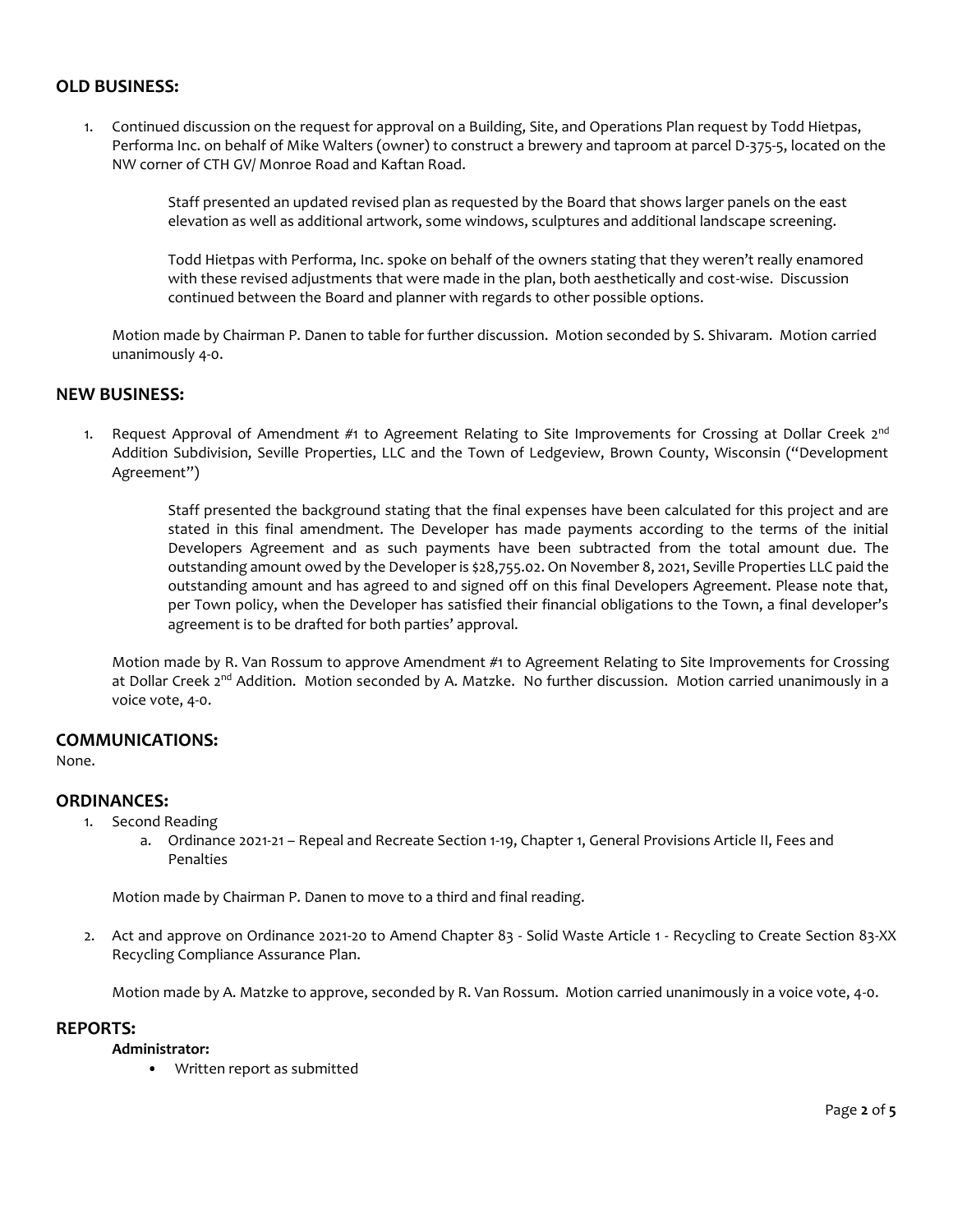## OLD BUSINESS:

1. Continued discussion on the request for approval on a Building, Site, and Operations Plan request by Todd Hietpas, Performa Inc. on behalf of Mike Walters (owner) to construct a brewery and taproom at parcel D-375-5, located on the NW corner of CTH GV/ Monroe Road and Kaftan Road.

   Staff presented an updated revised plan as requested by the Board that shows larger panels on the east elevation as well as additional artwork, some windows, sculptures and additional landscape screening.

   Todd Hietpas with Performa, Inc. spoke on behalf of the owners stating that they weren't really enamored with these revised adjustments that were made in the plan, both aesthetically and cost-wise. Discussion continued between the Board and planner with regards to other possible options.

   Motion made by Chairman P. Danen to table for further discussion. Motion seconded by S. Shivaram. Motion carried unanimously 4-0.

## NEW BUSINESS:

1. Request Approval of Amendment #1 to Agreement Relating to Site Improvements for Crossing at Dollar Creek 2nd Addition Subdivision, Seville Properties, LLC and the Town of Ledgeview, Brown County, Wisconsin ("Development Agreement")

   Staff presented the background stating that the final expenses have been calculated for this project and are stated in this final amendment. The Developer has made payments according to the terms of the initial Developers Agreement and as such payments have been subtracted from the total amount due. The outstanding amount owed by the Developer is $28,755.02. On November 8, 2021, Seville Properties LLC paid the outstanding amount and has agreed to and signed off on this final Developers Agreement. Please note that, per Town policy, when the Developer has satisfied their financial obligations to the Town, a final developer's agreement is to be drafted for both parties' approval.

   Motion made by R. Van Rossum to approve Amendment #1 to Agreement Relating to Site Improvements for Crossing at Dollar Creek 2nd Addition. Motion seconded by A. Matzke. No further discussion. Motion carried unanimously in a voice vote, 4-0.

## COMMUNICATIONS:

None.

## ORDINANCES:

1. Second Reading
   a. Ordinance 2021-21 – Repeal and Recreate Section 1-19, Chapter 1, General Provisions Article II, Fees and Penalties

   Motion made by Chairman P. Danen to move to a third and final reading.

2. Act and approve on Ordinance 2021-20 to Amend Chapter 83 - Solid Waste Article 1 - Recycling to Create Section 83-XX Recycling Compliance Assurance Plan.

   Motion made by A. Matzke to approve, seconded by R. Van Rossum. Motion carried unanimously in a voice vote, 4-0.

## REPORTS:

**Administrator:**

- Written report as submitted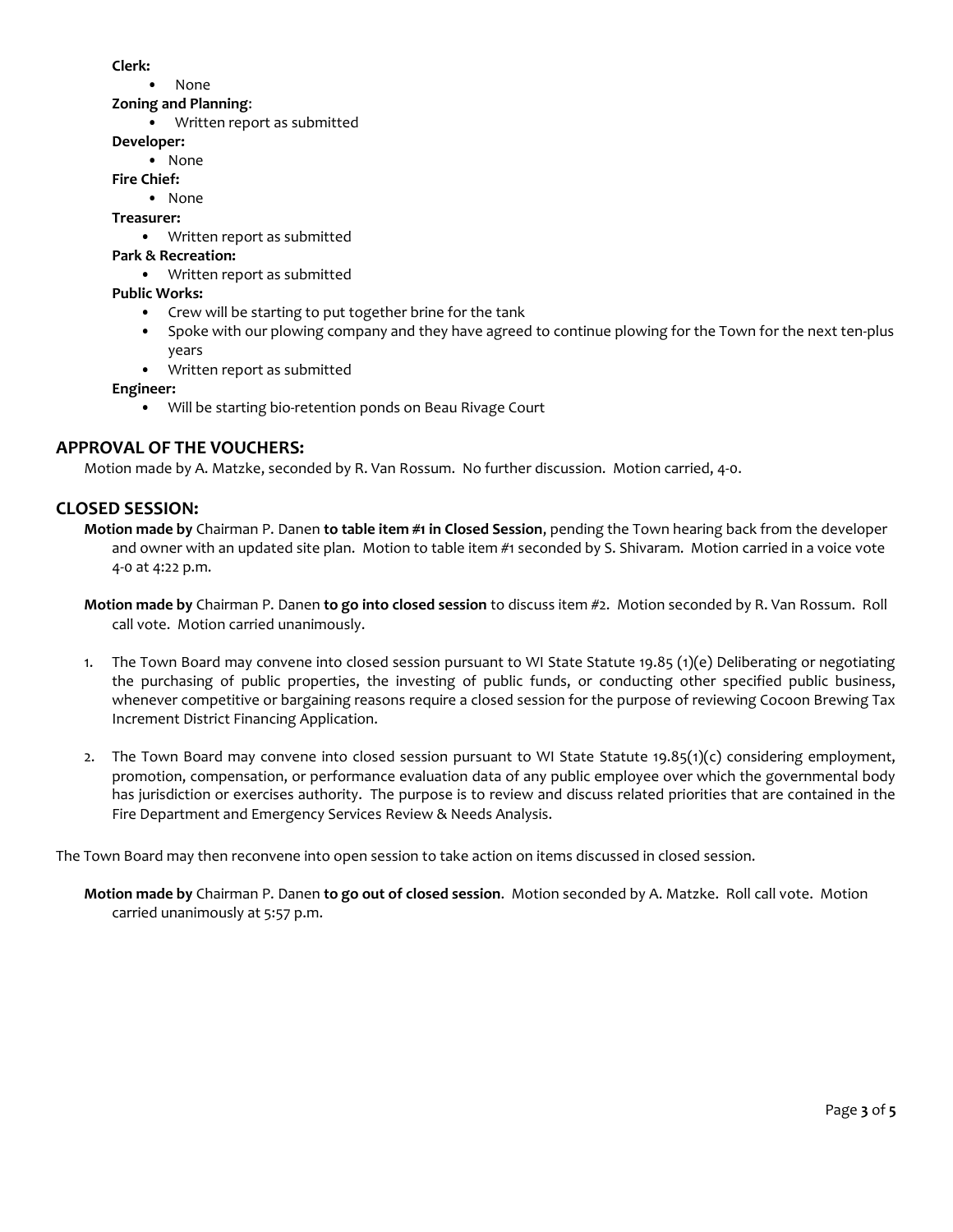**Clerk:**

- None

**Zoning and Planning**:

- Written report as submitted

**Developer:**

- None

**Fire Chief:**

- None

**Treasurer:**

- Written report as submitted

**Park & Recreation:**

- Written report as submitted

**Public Works:**

- Crew will be starting to put together brine for the tank
- Spoke with our plowing company and they have agreed to continue plowing for the Town for the next ten-plus years
- Written report as submitted

**Engineer:**

- Will be starting bio-retention ponds on Beau Rivage Court

## APPROVAL OF THE VOUCHERS:

Motion made by A. Matzke, seconded by R. Van Rossum. No further discussion. Motion carried, 4-0.

## CLOSED SESSION:

**Motion made by** Chairman P. Danen **to table item #1 in Closed Session**, pending the Town hearing back from the developer and owner with an updated site plan. Motion to table item #1 seconded by S. Shivaram. Motion carried in a voice vote 4-0 at 4:22 p.m.

**Motion made by** Chairman P. Danen **to go into closed session** to discuss item #2. Motion seconded by R. Van Rossum. Roll call vote. Motion carried unanimously.

1. The Town Board may convene into closed session pursuant to WI State Statute 19.85 (1)(e) Deliberating or negotiating the purchasing of public properties, the investing of public funds, or conducting other specified public business, whenever competitive or bargaining reasons require a closed session for the purpose of reviewing Cocoon Brewing Tax Increment District Financing Application.

2. The Town Board may convene into closed session pursuant to WI State Statute 19.85(1)(c) considering employment, promotion, compensation, or performance evaluation data of any public employee over which the governmental body has jurisdiction or exercises authority. The purpose is to review and discuss related priorities that are contained in the Fire Department and Emergency Services Review & Needs Analysis.

The Town Board may then reconvene into open session to take action on items discussed in closed session.

**Motion made by** Chairman P. Danen **to go out of closed session**. Motion seconded by A. Matzke. Roll call vote. Motion carried unanimously at 5:57 p.m.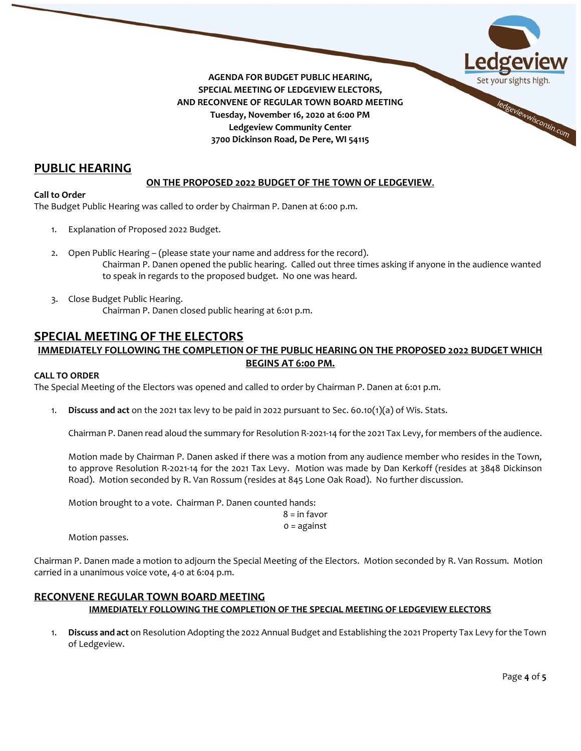**AGENDA FOR BUDGET PUBLIC HEARING,**
**SPECIAL MEETING OF LEDGEVIEW ELECTORS,**
**AND RECONVENE OF REGULAR TOWN BOARD MEETING**
**Tuesday, November 16, 2020 at 6:00 PM**
**Ledgeview Community Center**
**3700 Dickinson Road, De Pere, WI 54115**

## PUBLIC HEARING

**ON THE PROPOSED 2022 BUDGET OF THE TOWN OF LEDGEVIEW.**

**Call to Order**
The Budget Public Hearing was called to order by Chairman P. Danen at 6:00 p.m.

1. Explanation of Proposed 2022 Budget.

2. Open Public Hearing – (please state your name and address for the record).
   Chairman P. Danen opened the public hearing. Called out three times asking if anyone in the audience wanted to speak in regards to the proposed budget. No one was heard.

3. Close Budget Public Hearing.
   Chairman P. Danen closed public hearing at 6:01 p.m.

## SPECIAL MEETING OF THE ELECTORS

**IMMEDIATELY FOLLOWING THE COMPLETION OF THE PUBLIC HEARING ON THE PROPOSED 2022 BUDGET WHICH BEGINS AT 6:00 PM.**

**CALL TO ORDER**
The Special Meeting of the Electors was opened and called to order by Chairman P. Danen at 6:01 p.m.

1. **Discuss and act** on the 2021 tax levy to be paid in 2022 pursuant to Sec. 60.10(1)(a) of Wis. Stats.

   Chairman P. Danen read aloud the summary for Resolution R-2021-14 for the 2021 Tax Levy, for members of the audience.

   Motion made by Chairman P. Danen asked if there was a motion from any audience member who resides in the Town, to approve Resolution R-2021-14 for the 2021 Tax Levy. Motion was made by Dan Kerkoff (resides at 3848 Dickinson Road). Motion seconded by R. Van Rossum (resides at 845 Lone Oak Road). No further discussion.

   Motion brought to a vote. Chairman P. Danen counted hands:
   8 = in favor
   0 = against

   Motion passes.

Chairman P. Danen made a motion to adjourn the Special Meeting of the Electors. Motion seconded by R. Van Rossum. Motion carried in a unanimous voice vote, 4-0 at 6:04 p.m.

## RECONVENE REGULAR TOWN BOARD MEETING

**IMMEDIATELY FOLLOWING THE COMPLETION OF THE SPECIAL MEETING OF LEDGEVIEW ELECTORS**

1. **Discuss and act** on Resolution Adopting the 2022 Annual Budget and Establishing the 2021 Property Tax Levy for the Town of Ledgeview.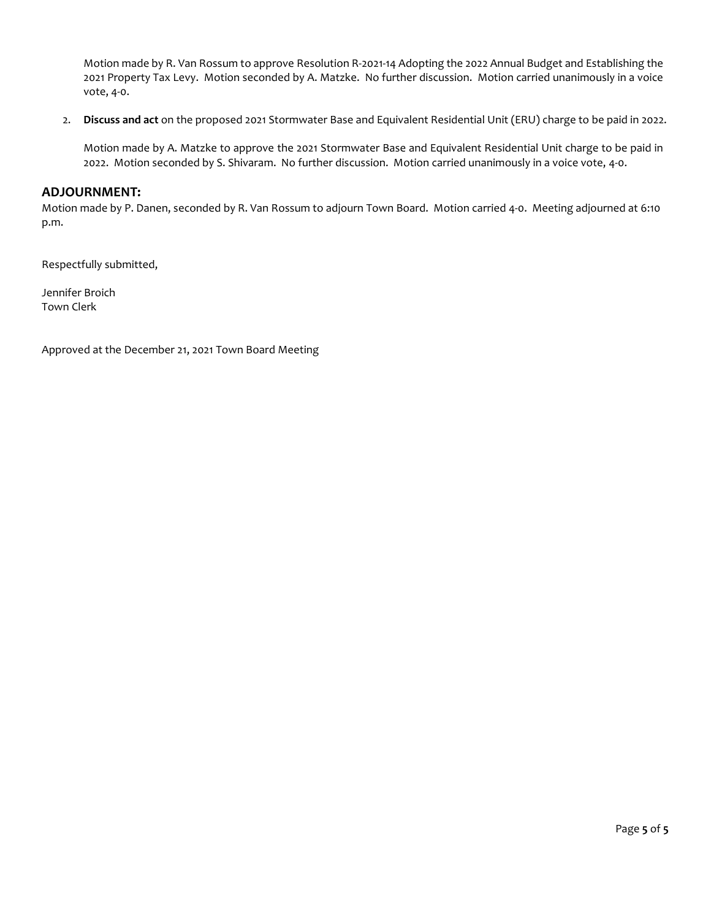Motion made by R. Van Rossum to approve Resolution R-2021-14 Adopting the 2022 Annual Budget and Establishing the 2021 Property Tax Levy. Motion seconded by A. Matzke. No further discussion. Motion carried unanimously in a voice vote, 4-0.

2. **Discuss and act** on the proposed 2021 Stormwater Base and Equivalent Residential Unit (ERU) charge to be paid in 2022.

   Motion made by A. Matzke to approve the 2021 Stormwater Base and Equivalent Residential Unit charge to be paid in 2022. Motion seconded by S. Shivaram. No further discussion. Motion carried unanimously in a voice vote, 4-0.

## ADJOURNMENT:

Motion made by P. Danen, seconded by R. Van Rossum to adjourn Town Board. Motion carried 4-0. Meeting adjourned at 6:10 p.m.

Respectfully submitted,

Jennifer Broich
Town Clerk

Approved at the December 21, 2021 Town Board Meeting